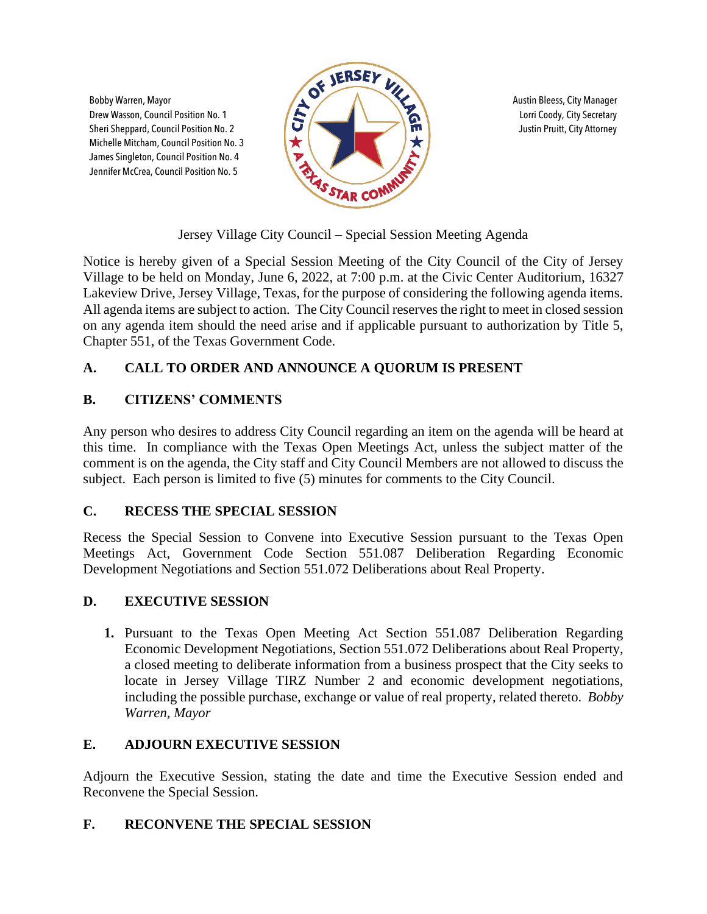Bobby Warren, Mayor
Drew Wasson, Council Position No. 1
Sheri Sheppard, Council Position No. 2
Michelle Mitcham, Council Position No. 3
James Singleton, Council Position No. 4
Jennifer McCrea, Council Position No. 5

Austin Bleess, City Manager
Lorri Coody, City Secretary
Justin Pruitt, City Attorney

CITY OF JERSEY VILLAGE – A TEXAS STAR COMMUNITY

Jersey Village City Council – Special Session Meeting Agenda

Notice is hereby given of a Special Session Meeting of the City Council of the City of Jersey Village to be held on Monday, June 6, 2022, at 7:00 p.m. at the Civic Center Auditorium, 16327 Lakeview Drive, Jersey Village, Texas, for the purpose of considering the following agenda items. All agenda items are subject to action. The City Council reserves the right to meet in closed session on any agenda item should the need arise and if applicable pursuant to authorization by Title 5, Chapter 551, of the Texas Government Code.

## A. CALL TO ORDER AND ANNOUNCE A QUORUM IS PRESENT

## B. CITIZENS' COMMENTS

Any person who desires to address City Council regarding an item on the agenda will be heard at this time. In compliance with the Texas Open Meetings Act, unless the subject matter of the comment is on the agenda, the City staff and City Council Members are not allowed to discuss the subject. Each person is limited to five (5) minutes for comments to the City Council.

## C. RECESS THE SPECIAL SESSION

Recess the Special Session to Convene into Executive Session pursuant to the Texas Open Meetings Act, Government Code Section 551.087 Deliberation Regarding Economic Development Negotiations and Section 551.072 Deliberations about Real Property.

## D. EXECUTIVE SESSION

1. Pursuant to the Texas Open Meeting Act Section 551.087 Deliberation Regarding Economic Development Negotiations, Section 551.072 Deliberations about Real Property, a closed meeting to deliberate information from a business prospect that the City seeks to locate in Jersey Village TIRZ Number 2 and economic development negotiations, including the possible purchase, exchange or value of real property, related thereto. *Bobby Warren, Mayor*

## E. ADJOURN EXECUTIVE SESSION

Adjourn the Executive Session, stating the date and time the Executive Session ended and Reconvene the Special Session.

## F. RECONVENE THE SPECIAL SESSION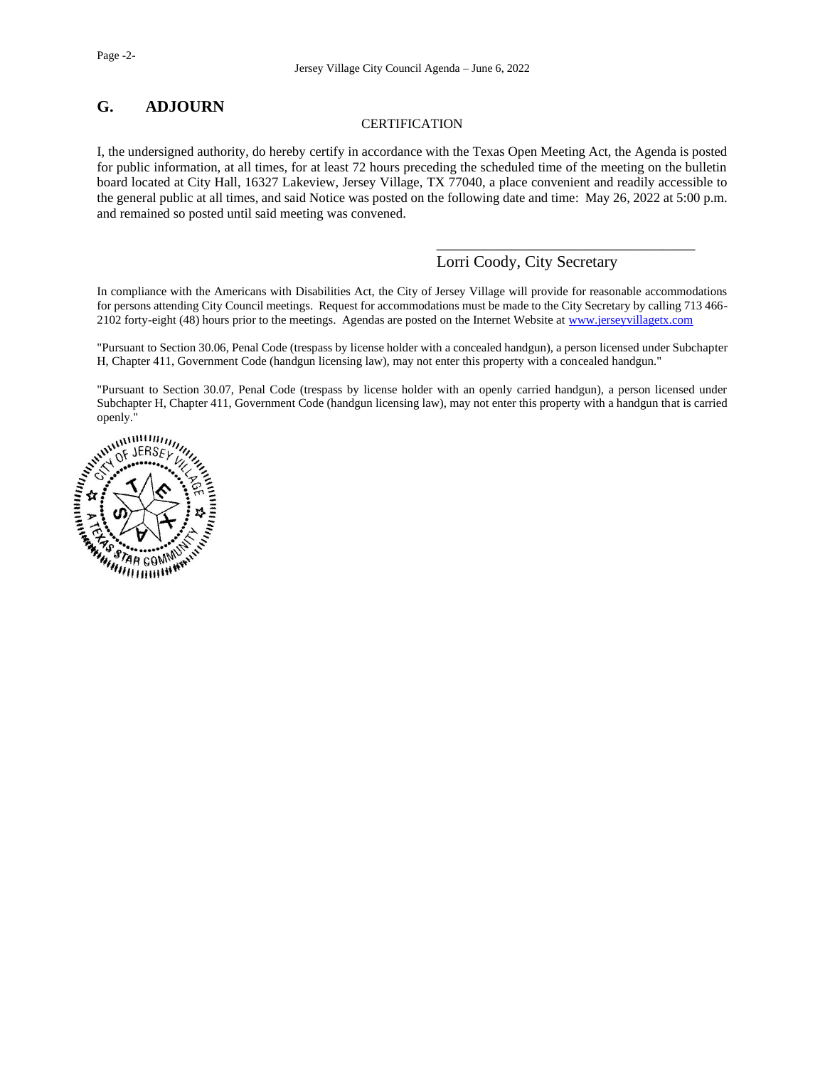## G. ADJOURN

CERTIFICATION

I, the undersigned authority, do hereby certify in accordance with the Texas Open Meeting Act, the Agenda is posted for public information, at all times, for at least 72 hours preceding the scheduled time of the meeting on the bulletin board located at City Hall, 16327 Lakeview, Jersey Village, TX 77040, a place convenient and readily accessible to the general public at all times, and said Notice was posted on the following date and time: May 26, 2022 at 5:00 p.m. and remained so posted until said meeting was convened.

\_\_\_\_\_\_\_\_\_\_\_\_\_\_\_\_\_\_\_\_\_\_\_\_\_\_\_\_\_\_\_\_\_\_

Lorri Coody, City Secretary

In compliance with the Americans with Disabilities Act, the City of Jersey Village will provide for reasonable accommodations for persons attending City Council meetings. Request for accommodations must be made to the City Secretary by calling 713 466-2102 forty-eight (48) hours prior to the meetings. Agendas are posted on the Internet Website at www.jerseyvillagetx.com

"Pursuant to Section 30.06, Penal Code (trespass by license holder with a concealed handgun), a person licensed under Subchapter H, Chapter 411, Government Code (handgun licensing law), may not enter this property with a concealed handgun."

"Pursuant to Section 30.07, Penal Code (trespass by license holder with an openly carried handgun), a person licensed under Subchapter H, Chapter 411, Government Code (handgun licensing law), may not enter this property with a handgun that is carried openly."

CITY OF JERSEY VILLAGE
TEXAS
A TEXAS STAR COMMUNITY